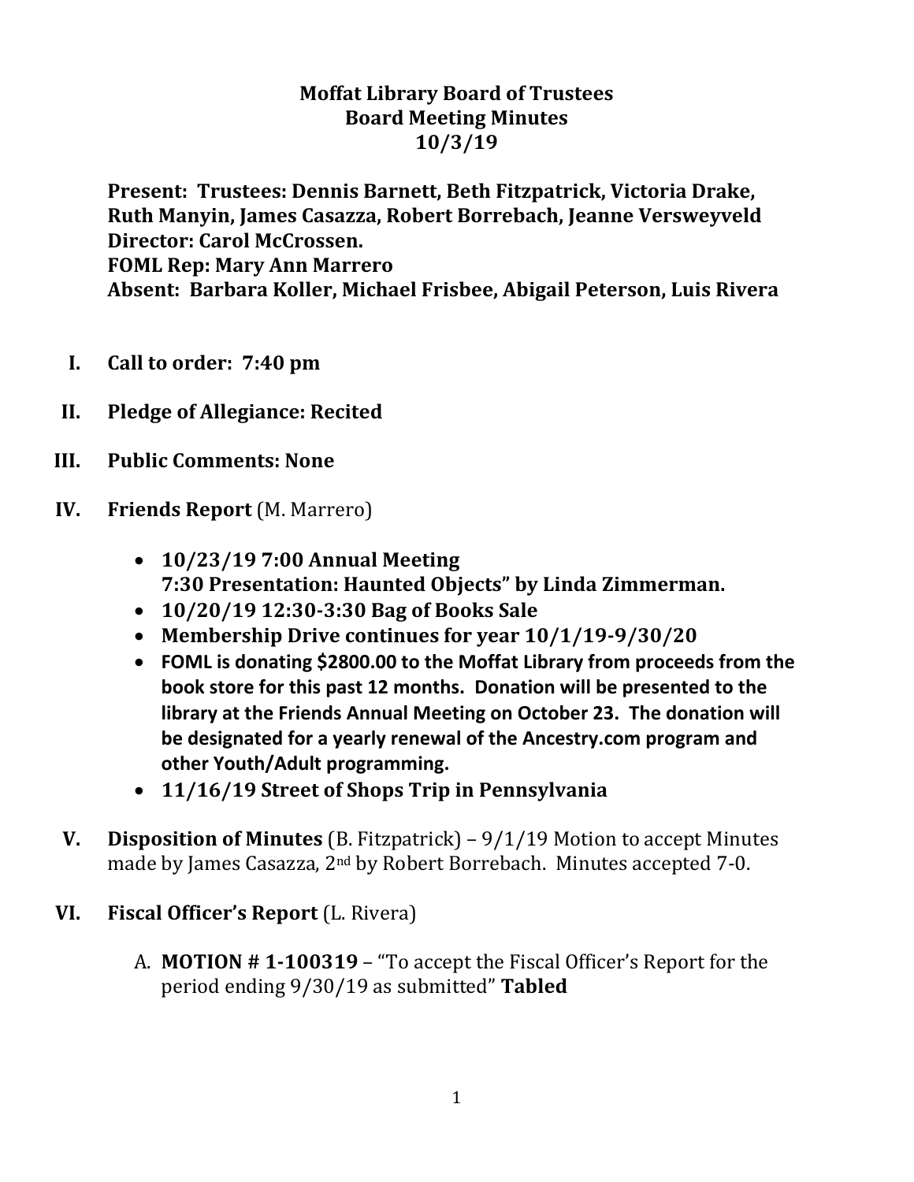# Moffat Library Board of Trustees
## Board Meeting Minutes
## 10/3/19

**Present: Trustees: Dennis Barnett, Beth Fitzpatrick, Victoria Drake, Ruth Manyin, James Casazza, Robert Borrebach, Jeanne Versweyveld**
**Director: Carol McCrossen.**
**FOML Rep: Mary Ann Marrero**
**Absent: Barbara Koller, Michael Frisbee, Abigail Peterson, Luis Rivera**

I. **Call to order: 7:40 pm**

II. **Pledge of Allegiance: Recited**

III. **Public Comments: None**

IV. **Friends Report** (M. Marrero)

- **10/23/19 7:00 Annual Meeting**
  **7:30 Presentation: Haunted Objects" by Linda Zimmerman.**
- **10/20/19 12:30-3:30 Bag of Books Sale**
- **Membership Drive continues for year 10/1/19-9/30/20**
- **FOML is donating $2800.00 to the Moffat Library from proceeds from the book store for this past 12 months. Donation will be presented to the library at the Friends Annual Meeting on October 23. The donation will be designated for a yearly renewal of the Ancestry.com program and other Youth/Adult programming.**
- **11/16/19 Street of Shops Trip in Pennsylvania**

V. **Disposition of Minutes** (B. Fitzpatrick) – 9/1/19 Motion to accept Minutes made by James Casazza, 2nd by Robert Borrebach. Minutes accepted 7-0.

VI. **Fiscal Officer's Report** (L. Rivera)

A. **MOTION # 1-100319** – "To accept the Fiscal Officer's Report for the period ending 9/30/19 as submitted" **Tabled**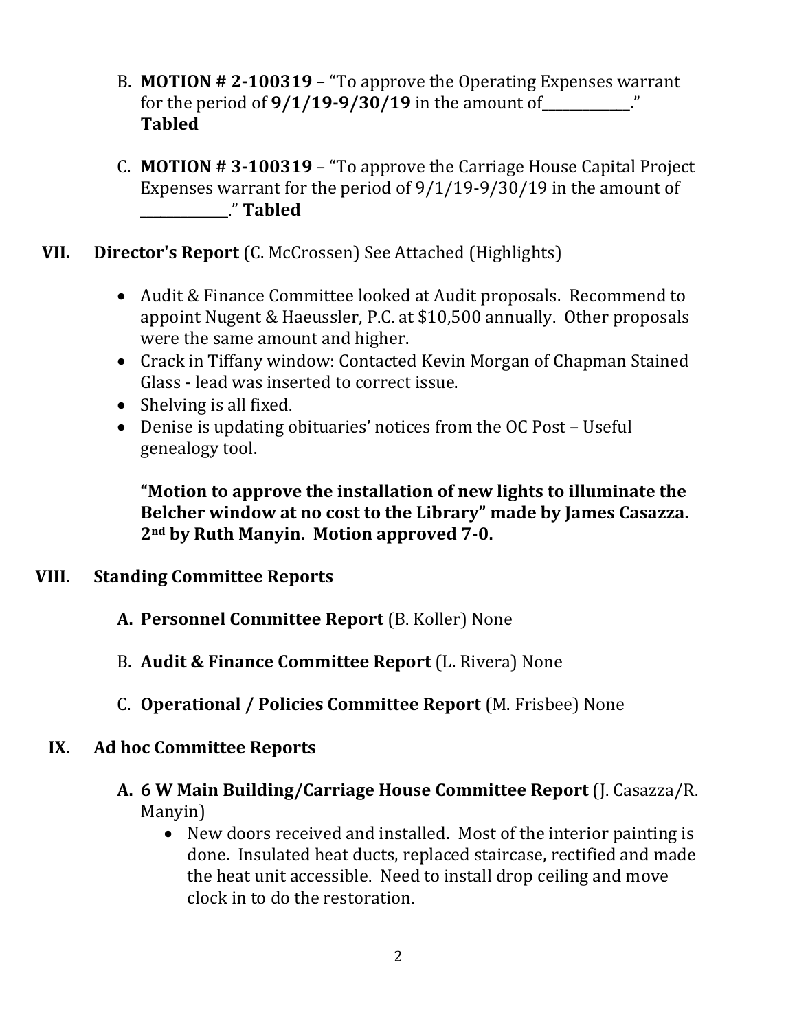B. **MOTION # 2-100319** – "To approve the Operating Expenses warrant for the period of **9/1/19-9/30/19** in the amount of____________." **Tabled**

C. **MOTION # 3-100319** – "To approve the Carriage House Capital Project Expenses warrant for the period of 9/1/19-9/30/19 in the amount of ____________." **Tabled**

## VII. Director's Report (C. McCrossen) See Attached (Highlights)

- Audit & Finance Committee looked at Audit proposals. Recommend to appoint Nugent & Haeussler, P.C. at $10,500 annually. Other proposals were the same amount and higher.
- Crack in Tiffany window: Contacted Kevin Morgan of Chapman Stained Glass - lead was inserted to correct issue.
- Shelving is all fixed.
- Denise is updating obituaries' notices from the OC Post – Useful genealogy tool.

**"Motion to approve the installation of new lights to illuminate the Belcher window at no cost to the Library" made by James Casazza. 2nd by Ruth Manyin. Motion approved 7-0.**

## VIII. Standing Committee Reports

**A. Personnel Committee Report** (B. Koller) None

B. **Audit & Finance Committee Report** (L. Rivera) None

C. **Operational / Policies Committee Report** (M. Frisbee) None

## IX. Ad hoc Committee Reports

**A. 6 W Main Building/Carriage House Committee Report** (J. Casazza/R. Manyin)

- New doors received and installed. Most of the interior painting is done. Insulated heat ducts, replaced staircase, rectified and made the heat unit accessible. Need to install drop ceiling and move clock in to do the restoration.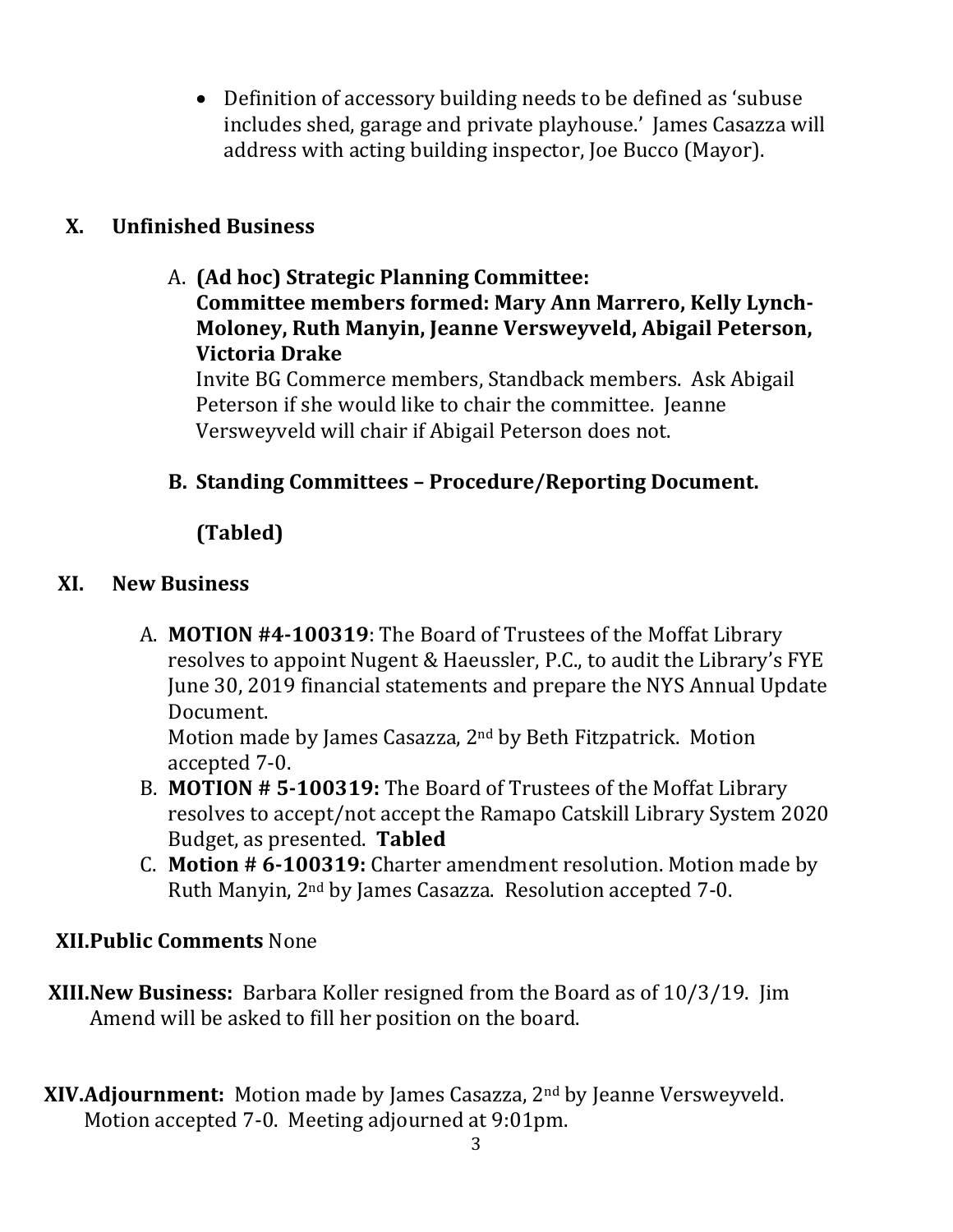- Definition of accessory building needs to be defined as 'subuse includes shed, garage and private playhouse.' James Casazza will address with acting building inspector, Joe Bucco (Mayor).

## X. Unfinished Business

A. **(Ad hoc) Strategic Planning Committee: Committee members formed: Mary Ann Marrero, Kelly Lynch-Moloney, Ruth Manyin, Jeanne Versweyveld, Abigail Peterson, Victoria Drake**
Invite BG Commerce members, Standback members. Ask Abigail Peterson if she would like to chair the committee. Jeanne Versweyveld will chair if Abigail Peterson does not.

B. **Standing Committees – Procedure/Reporting Document.**

**(Tabled)**

## XI. New Business

A. **MOTION #4-100319**: The Board of Trustees of the Moffat Library resolves to appoint Nugent & Haeussler, P.C., to audit the Library's FYE June 30, 2019 financial statements and prepare the NYS Annual Update Document.
Motion made by James Casazza, 2nd by Beth Fitzpatrick. Motion accepted 7-0.

B. **MOTION # 5-100319:** The Board of Trustees of the Moffat Library resolves to accept/not accept the Ramapo Catskill Library System 2020 Budget, as presented. **Tabled**

C. **Motion # 6-100319:** Charter amendment resolution. Motion made by Ruth Manyin, 2nd by James Casazza. Resolution accepted 7-0.

**XII. Public Comments** None

**XIII. New Business:** Barbara Koller resigned from the Board as of 10/3/19. Jim Amend will be asked to fill her position on the board.

**XIV. Adjournment:** Motion made by James Casazza, 2nd by Jeanne Versweyveld. Motion accepted 7-0. Meeting adjourned at 9:01pm.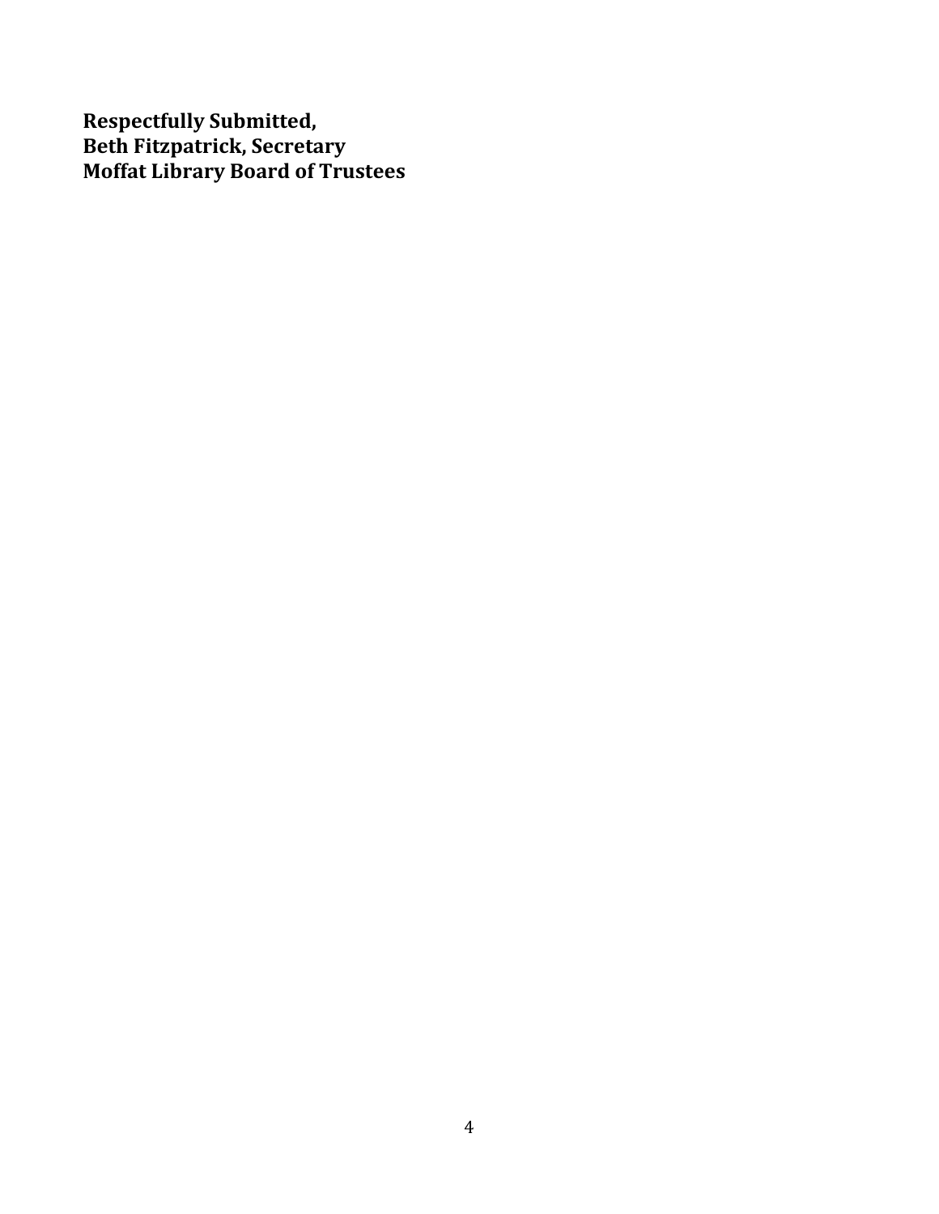**Respectfully Submitted,**
**Beth Fitzpatrick, Secretary**
**Moffat Library Board of Trustees**